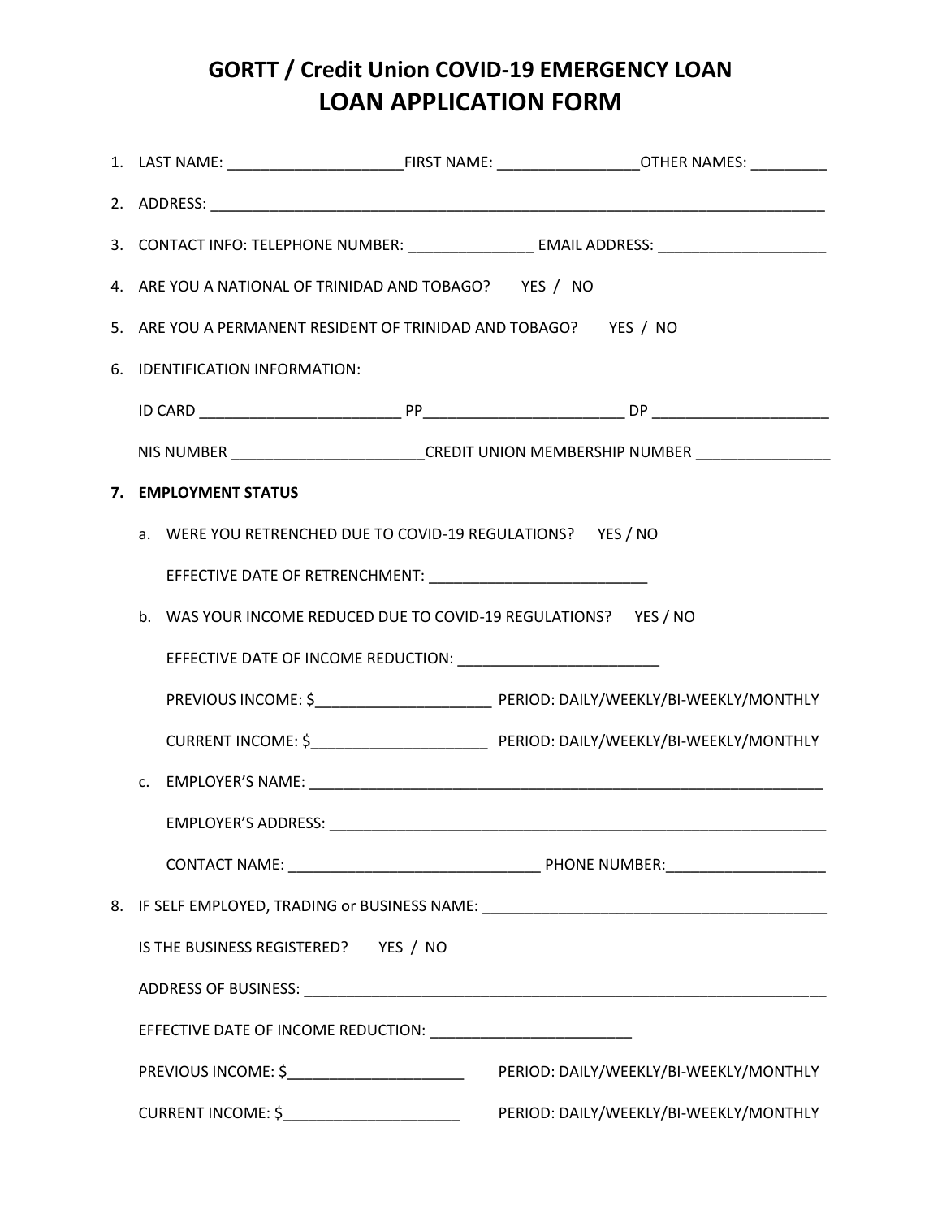# GORTT / Credit Union COVID-19 EMERGENCY LOAN

# LOAN APPLICATION FORM

1. LAST NAME: ____________________ FIRST NAME: ________________ OTHER NAMES: _________
2. ADDRESS: ________________________________________________________________________
3. CONTACT INFO: TELEPHONE NUMBER: ______________ EMAIL ADDRESS: ___________________
4. ARE YOU A NATIONAL OF TRINIDAD AND TOBAGO? YES / NO
5. ARE YOU A PERMANENT RESIDENT OF TRINIDAD AND TOBAGO? YES / NO
6. IDENTIFICATION INFORMATION:

   ID CARD _______________________ PP_______________________ DP ____________________

   NIS NUMBER ______________________ CREDIT UNION MEMBERSHIP NUMBER _______________

7. **EMPLOYMENT STATUS**
   a. WERE YOU RETRENCHED DUE TO COVID-19 REGULATIONS? YES / NO

      EFFECTIVE DATE OF RETRENCHMENT: _________________________

   b. WAS YOUR INCOME REDUCED DUE TO COVID-19 REGULATIONS? YES / NO

      EFFECTIVE DATE OF INCOME REDUCTION: _______________________

      PREVIOUS INCOME: $____________________ PERIOD: DAILY/WEEKLY/BI-WEEKLY/MONTHLY

      CURRENT INCOME: $____________________ PERIOD: DAILY/WEEKLY/BI-WEEKLY/MONTHLY

   c. EMPLOYER'S NAME: _____________________________________________________________

      EMPLOYER'S ADDRESS: ___________________________________________________________

      CONTACT NAME: _____________________________ PHONE NUMBER:__________________

8. IF SELF EMPLOYED, TRADING or BUSINESS NAME: ________________________________________

   IS THE BUSINESS REGISTERED? YES / NO

   ADDRESS OF BUSINESS: _______________________________________________________________

   EFFECTIVE DATE OF INCOME REDUCTION: _______________________

   PREVIOUS INCOME: $____________________ PERIOD: DAILY/WEEKLY/BI-WEEKLY/MONTHLY

   CURRENT INCOME: $____________________ PERIOD: DAILY/WEEKLY/BI-WEEKLY/MONTHLY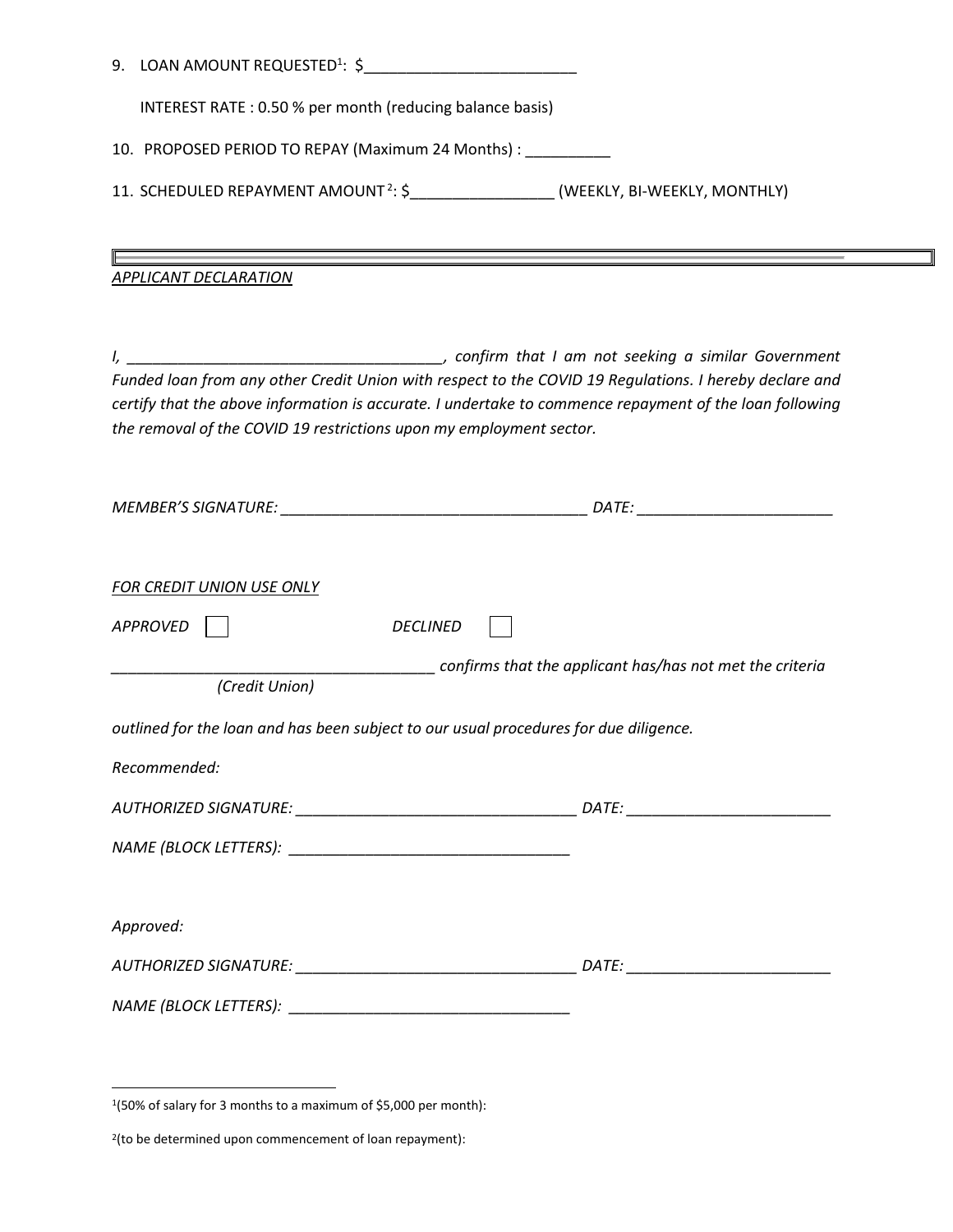9. LOAN AMOUNT REQUESTED[1]: $________________________

   INTEREST RATE : 0.50 % per month (reducing balance basis)

10. PROPOSED PERIOD TO REPAY (Maximum 24 Months) : __________

11. SCHEDULED REPAYMENT AMOUNT[2]: $________________ (WEEKLY, BI-WEEKLY, MONTHLY)

---

*APPLICANT DECLARATION*

*I, ____________________________________, confirm that I am not seeking a similar Government Funded loan from any other Credit Union with respect to the COVID 19 Regulations. I hereby declare and certify that the above information is accurate. I undertake to commence repayment of the loan following the removal of the COVID 19 restrictions upon my employment sector.*

*MEMBER'S SIGNATURE:* ____________________________________ *DATE:* _______________________

*FOR CREDIT UNION USE ONLY*

*APPROVED* ☐ *DECLINED* ☐

_____________________________________ *confirms that the applicant has/has not met the criteria*
*(Credit Union)*

*outlined for the loan and has been subject to our usual procedures for due diligence.*

*Recommended:*

*AUTHORIZED SIGNATURE:* _________________________________ *DATE:* ________________________

*NAME (BLOCK LETTERS):* _________________________________

*Approved:*

*AUTHORIZED SIGNATURE:* _________________________________ *DATE:* ________________________

*NAME (BLOCK LETTERS):* _________________________________

---

[1](50% of salary for 3 months to a maximum of $5,000 per month):

[2](to be determined upon commencement of loan repayment):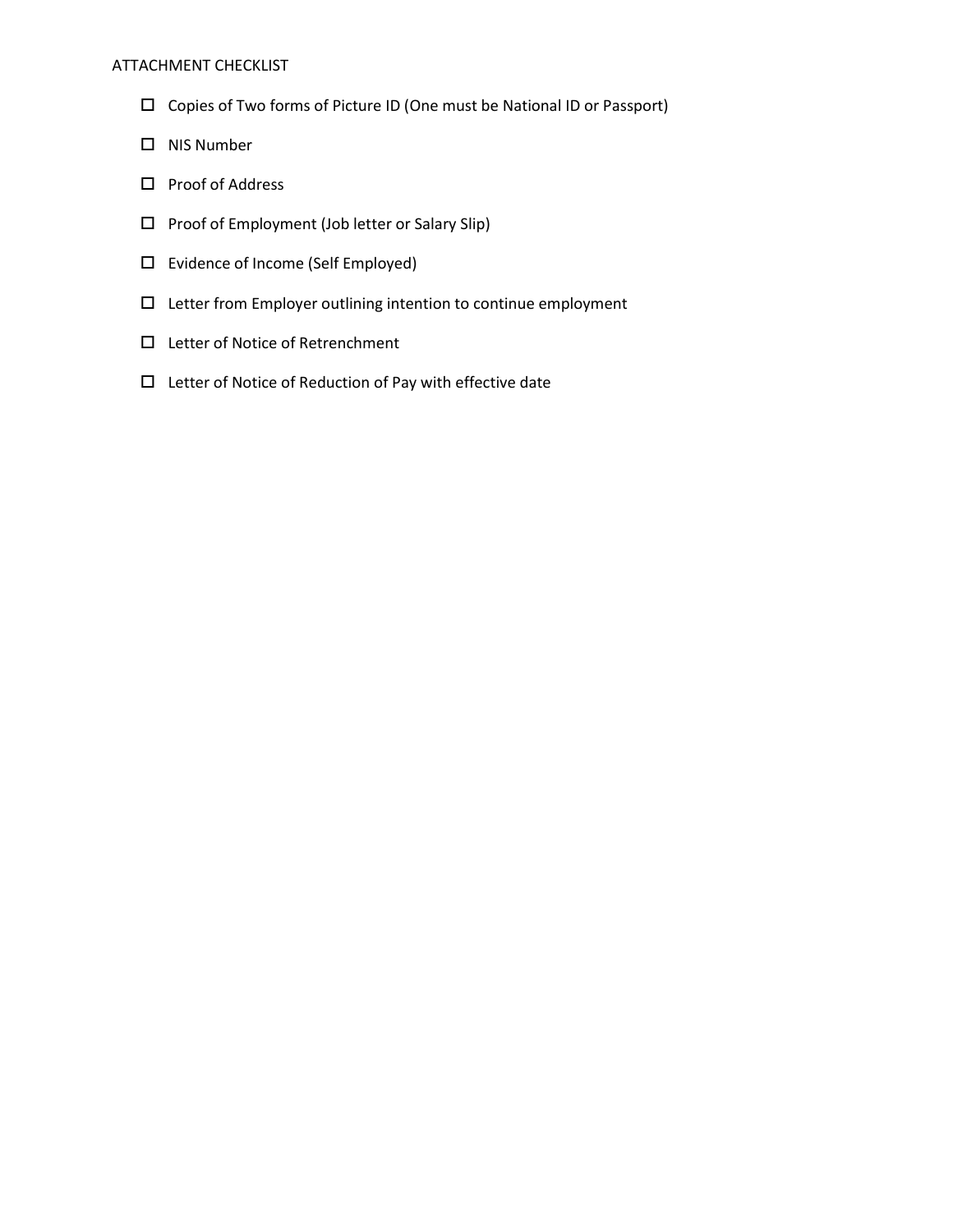ATTACHMENT CHECKLIST

- ☐ Copies of Two forms of Picture ID (One must be National ID or Passport)
- ☐ NIS Number
- ☐ Proof of Address
- ☐ Proof of Employment (Job letter or Salary Slip)
- ☐ Evidence of Income (Self Employed)
- ☐ Letter from Employer outlining intention to continue employment
- ☐ Letter of Notice of Retrenchment
- ☐ Letter of Notice of Reduction of Pay with effective date